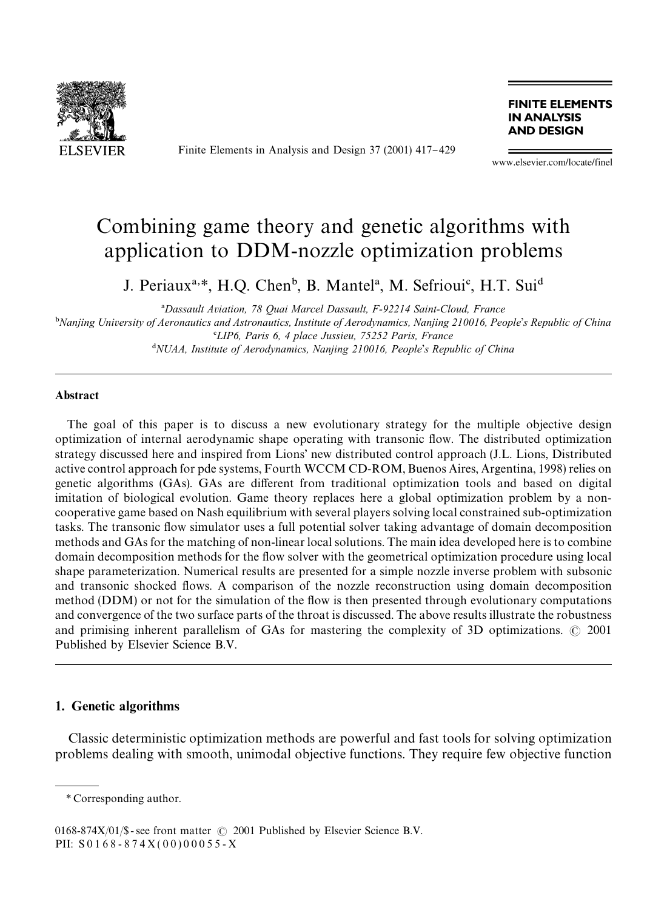# Combining game theory and genetic algorithms with application to DDM-nozzle optimization problems

J. Periaux[a,*], H.Q. Chen[b], B. Mantel[a], M. Sefrioui[c], H.T. Sui[d]

[a]Dassault Aviation, 78 Quai Marcel Dassault, F-92214 Saint-Cloud, France

[b]Nanjing University of Aeronautics and Astronautics, Institute of Aerodynamics, Nanjing 210016, People's Republic of China

[c]LIP6, Paris 6, 4 place Jussieu, 75252 Paris, France

[d]NUAA, Institute of Aerodynamics, Nanjing 210016, People's Republic of China

## Abstract

The goal of this paper is to discuss a new evolutionary strategy for the multiple objective design optimization of internal aerodynamic shape operating with transonic flow. The distributed optimization strategy discussed here and inspired from Lions' new distributed control approach (J.L. Lions, Distributed active control approach for pde systems, Fourth WCCM CD-ROM, Buenos Aires, Argentina, 1998) relies on genetic algorithms (GAs). GAs are different from traditional optimization tools and based on digital imitation of biological evolution. Game theory replaces here a global optimization problem by a non-cooperative game based on Nash equilibrium with several players solving local constrained sub-optimization tasks. The transonic flow simulator uses a full potential solver taking advantage of domain decomposition methods and GAs for the matching of non-linear local solutions. The main idea developed here is to combine domain decomposition methods for the flow solver with the geometrical optimization procedure using local shape parameterization. Numerical results are presented for a simple nozzle inverse problem with subsonic and transonic shocked flows. A comparison of the nozzle reconstruction using domain decomposition method (DDM) or not for the simulation of the flow is then presented through evolutionary computations and convergence of the two surface parts of the throat is discussed. The above results illustrate the robustness and primising inherent parallelism of GAs for mastering the complexity of 3D optimizations. © 2001 Published by Elsevier Science B.V.

## 1. Genetic algorithms

Classic deterministic optimization methods are powerful and fast tools for solving optimization problems dealing with smooth, unimodal objective functions. They require few objective function

---

* Corresponding author.

0168-874X/01/$ - see front matter © 2001 Published by Elsevier Science B.V.
PII: S0168-874X(00)00055-X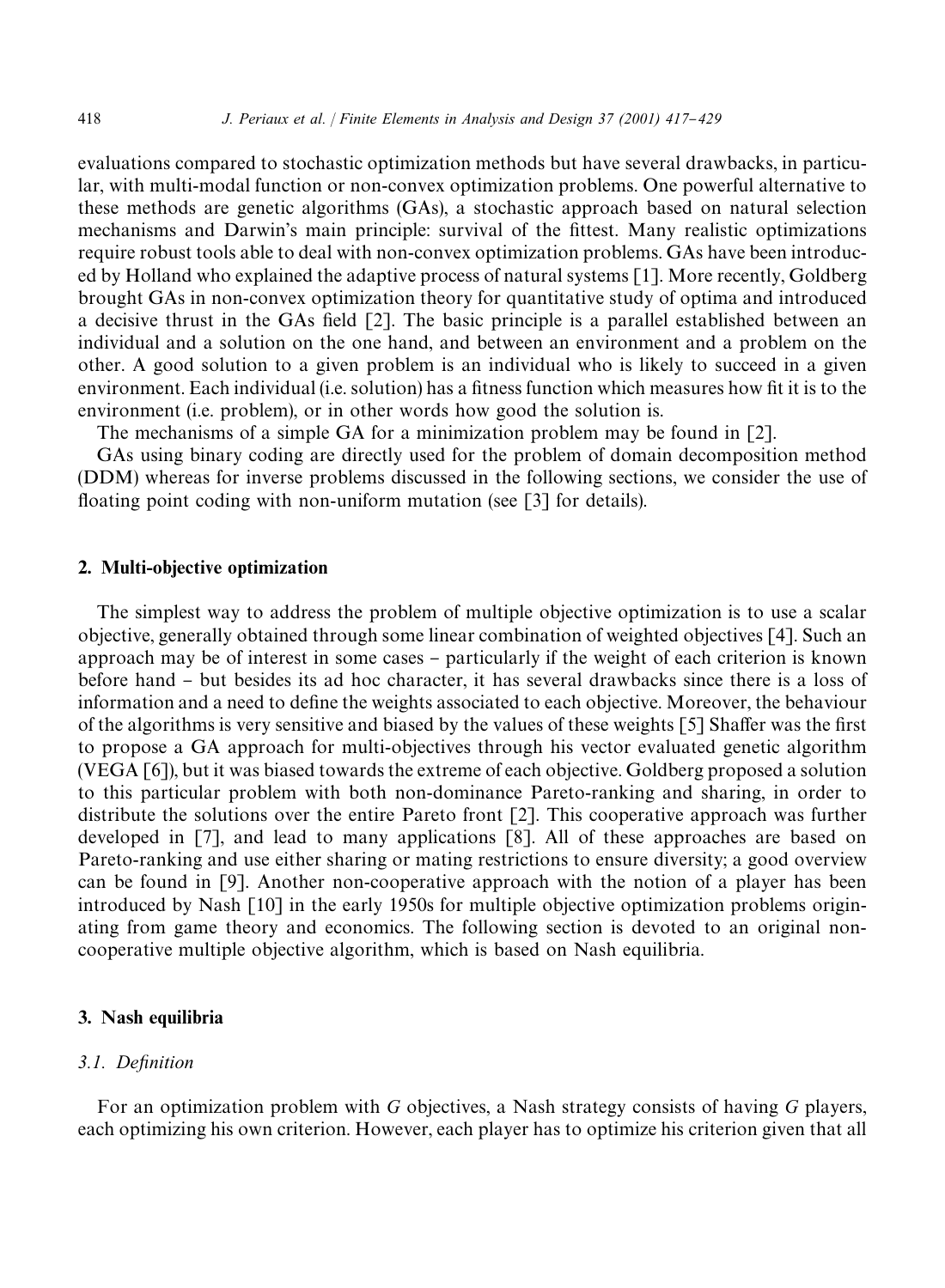evaluations compared to stochastic optimization methods but have several drawbacks, in particular, with multi-modal function or non-convex optimization problems. One powerful alternative to these methods are genetic algorithms (GAs), a stochastic approach based on natural selection mechanisms and Darwin's main principle: survival of the fittest. Many realistic optimizations require robust tools able to deal with non-convex optimization problems. GAs have been introduced by Holland who explained the adaptive process of natural systems [1]. More recently, Goldberg brought GAs in non-convex optimization theory for quantitative study of optima and introduced a decisive thrust in the GAs field [2]. The basic principle is a parallel established between an individual and a solution on the one hand, and between an environment and a problem on the other. A good solution to a given problem is an individual who is likely to succeed in a given environment. Each individual (i.e. solution) has a fitness function which measures how fit it is to the environment (i.e. problem), or in other words how good the solution is.

The mechanisms of a simple GA for a minimization problem may be found in [2].

GAs using binary coding are directly used for the problem of domain decomposition method (DDM) whereas for inverse problems discussed in the following sections, we consider the use of floating point coding with non-uniform mutation (see [3] for details).

## 2. Multi-objective optimization

The simplest way to address the problem of multiple objective optimization is to use a scalar objective, generally obtained through some linear combination of weighted objectives [4]. Such an approach may be of interest in some cases – particularly if the weight of each criterion is known before hand – but besides its ad hoc character, it has several drawbacks since there is a loss of information and a need to define the weights associated to each objective. Moreover, the behaviour of the algorithms is very sensitive and biased by the values of these weights [5] Shaffer was the first to propose a GA approach for multi-objectives through his vector evaluated genetic algorithm (VEGA [6]), but it was biased towards the extreme of each objective. Goldberg proposed a solution to this particular problem with both non-dominance Pareto-ranking and sharing, in order to distribute the solutions over the entire Pareto front [2]. This cooperative approach was further developed in [7], and lead to many applications [8]. All of these approaches are based on Pareto-ranking and use either sharing or mating restrictions to ensure diversity; a good overview can be found in [9]. Another non-cooperative approach with the notion of a player has been introduced by Nash [10] in the early 1950s for multiple objective optimization problems originating from game theory and economics. The following section is devoted to an original non-cooperative multiple objective algorithm, which is based on Nash equilibria.

## 3. Nash equilibria

### 3.1. Definition

For an optimization problem with $G$ objectives, a Nash strategy consists of having $G$ players, each optimizing his own criterion. However, each player has to optimize his criterion given that all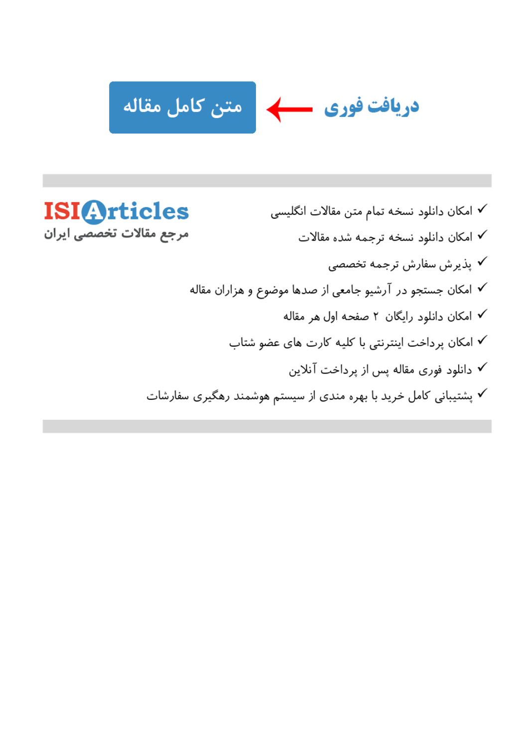دریافت فوری ← **متن کامل مقاله**

**ISIArticles**
مرجع مقالات تخصصی ایران

- ✓ امکان دانلود نسخه تمام متن مقالات انگلیسی
- ✓ امکان دانلود نسخه ترجمه شده مقالات
- ✓ پذیرش سفارش ترجمه تخصصی
- ✓ امکان جستجو در آرشیو جامعی از صدها موضوع و هزاران مقاله
- ✓ امکان دانلود رایگان ۲ صفحه اول هر مقاله
- ✓ امکان پرداخت اینترنتی با کلیه کارت های عضو شتاب
- ✓ دانلود فوری مقاله پس از پرداخت آنلاین
- ✓ پشتیبانی کامل خرید با بهره مندی از سیستم هوشمند رهگیری سفارشات